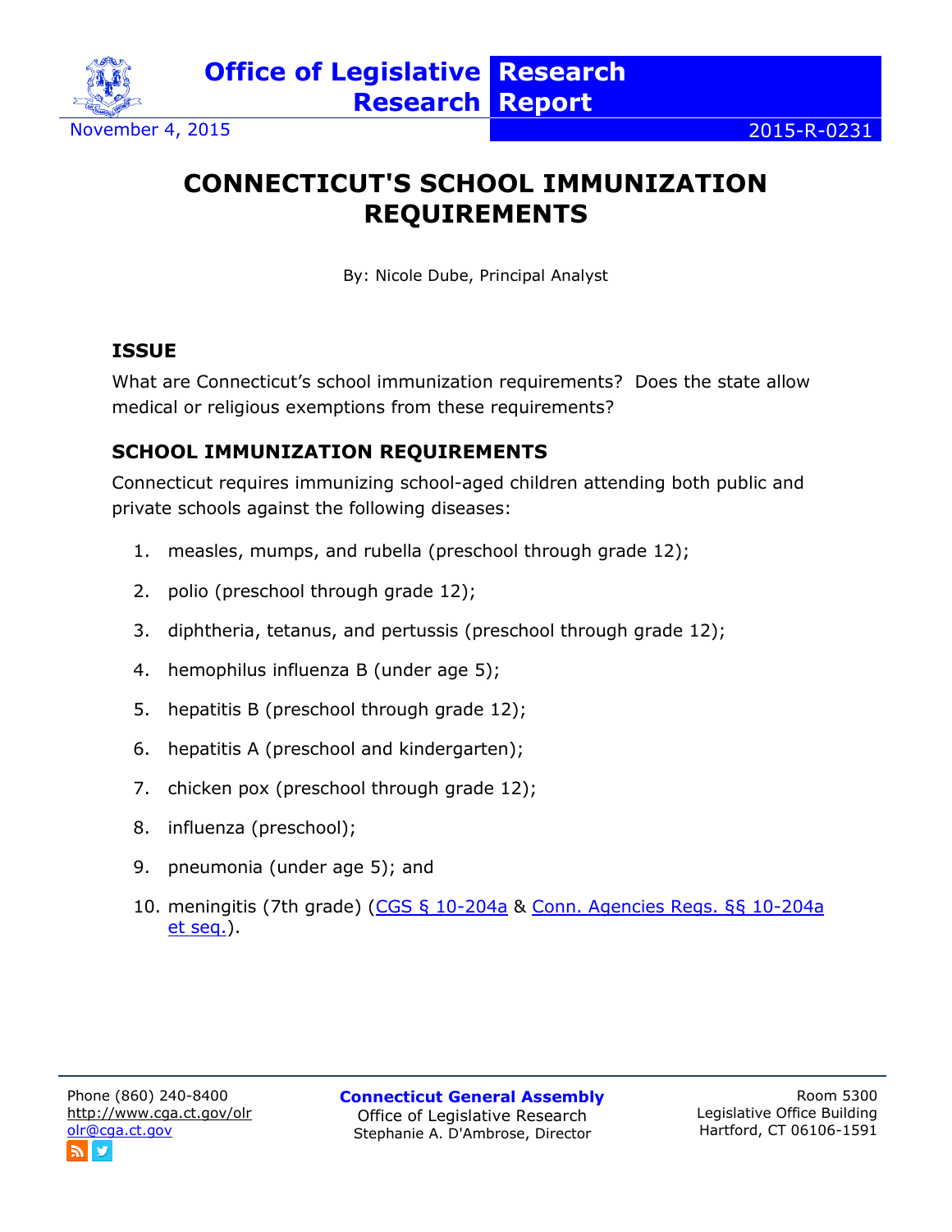Office of Legislative Research | Research Report

November 4, 2015 | 2015-R-0231

# CONNECTICUT'S SCHOOL IMMUNIZATION REQUIREMENTS

By: Nicole Dube, Principal Analyst

## ISSUE

What are Connecticut's school immunization requirements? Does the state allow medical or religious exemptions from these requirements?

## SCHOOL IMMUNIZATION REQUIREMENTS

Connecticut requires immunizing school-aged children attending both public and private schools against the following diseases:

1. measles, mumps, and rubella (preschool through grade 12);
2. polio (preschool through grade 12);
3. diphtheria, tetanus, and pertussis (preschool through grade 12);
4. hemophilus influenza B (under age 5);
5. hepatitis B (preschool through grade 12);
6. hepatitis A (preschool and kindergarten);
7. chicken pox (preschool through grade 12);
8. influenza (preschool);
9. pneumonia (under age 5); and
10. meningitis (7th grade) (CGS § 10-204a & Conn. Agencies Regs. §§ 10-204a et seq.).

Phone (860) 240-8400
http://www.cga.ct.gov/olr
olr@cga.ct.gov

Connecticut General Assembly
Office of Legislative Research
Stephanie A. D'Ambrose, Director

Room 5300
Legislative Office Building
Hartford, CT 06106-1591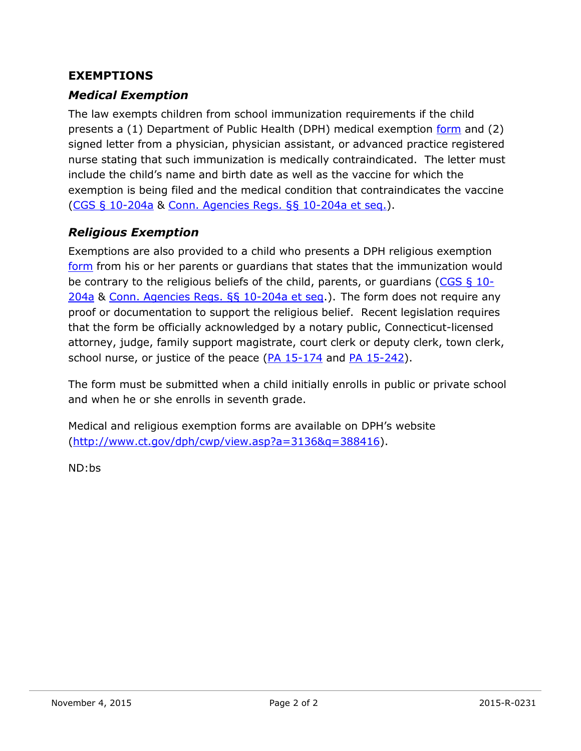## EXEMPTIONS

### *Medical Exemption*

The law exempts children from school immunization requirements if the child presents a (1) Department of Public Health (DPH) medical exemption form and (2) signed letter from a physician, physician assistant, or advanced practice registered nurse stating that such immunization is medically contraindicated. The letter must include the child's name and birth date as well as the vaccine for which the exemption is being filed and the medical condition that contraindicates the vaccine (CGS § 10-204a & Conn. Agencies Regs. §§ 10-204a et seq.).

### *Religious Exemption*

Exemptions are also provided to a child who presents a DPH religious exemption form from his or her parents or guardians that states that the immunization would be contrary to the religious beliefs of the child, parents, or guardians (CGS § 10-204a & Conn. Agencies Regs. §§ 10-204a et seq.). The form does not require any proof or documentation to support the religious belief. Recent legislation requires that the form be officially acknowledged by a notary public, Connecticut-licensed attorney, judge, family support magistrate, court clerk or deputy clerk, town clerk, school nurse, or justice of the peace (PA 15-174 and PA 15-242).

The form must be submitted when a child initially enrolls in public or private school and when he or she enrolls in seventh grade.

Medical and religious exemption forms are available on DPH's website (http://www.ct.gov/dph/cwp/view.asp?a=3136&q=388416).

ND:bs

November 4, 2015 2015-R-0231